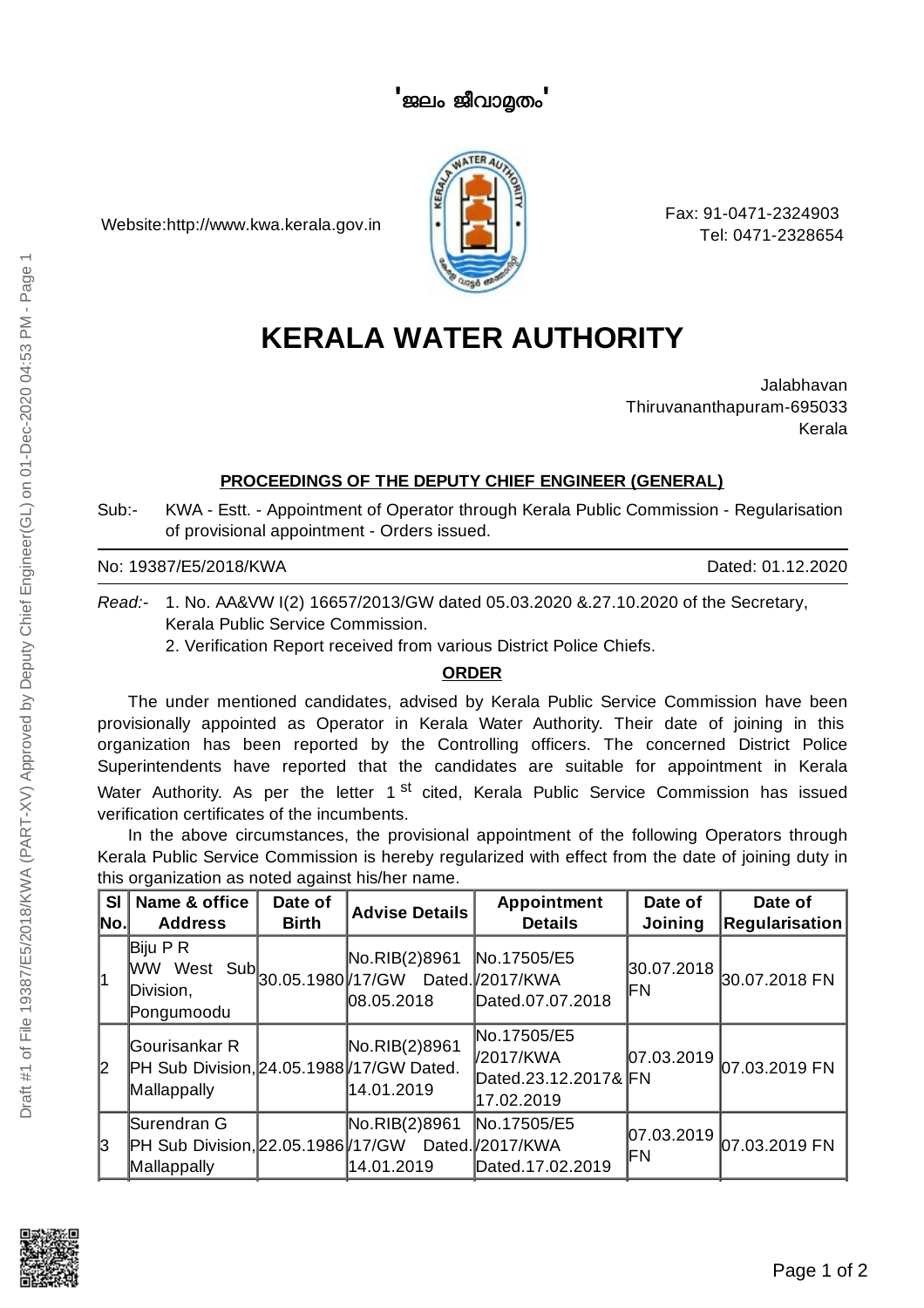'ജലം ജീവാമൃതം'

Website:http://www.kwa.kerala.gov.in

Fax: 91-0471-2324903
Tel: 0471-2328654

# KERALA WATER AUTHORITY

Jalabhavan
Thiruvananthapuram-695033
Kerala

**PROCEEDINGS OF THE DEPUTY CHIEF ENGINEER (GENERAL)**

Sub:- KWA - Estt. - Appointment of Operator through Kerala Public Commission - Regularisation of provisional appointment - Orders issued.

No: 19387/E5/2018/KWA — Dated: 01.12.2020

*Read:-* 1. No. AA&VW I(2) 16657/2013/GW dated 05.03.2020 &.27.10.2020 of the Secretary, Kerala Public Service Commission.
2. Verification Report received from various District Police Chiefs.

**ORDER**

The under mentioned candidates, advised by Kerala Public Service Commission have been provisionally appointed as Operator in Kerala Water Authority. Their date of joining in this organization has been reported by the Controlling officers. The concerned District Police Superintendents have reported that the candidates are suitable for appointment in Kerala Water Authority. As per the letter 1 st cited, Kerala Public Service Commission has issued verification certificates of the incumbents.

In the above circumstances, the provisional appointment of the following Operators through Kerala Public Service Commission is hereby regularized with effect from the date of joining duty in this organization as noted against his/her name.

| Sl No. | Name & office Address | Date of Birth | Advise Details | Appointment Details | Date of Joining | Date of Regularisation |
|---|---|---|---|---|---|---|
| 1 | Biju P R WW West Sub Division, Pongumoodu | 30.05.1980 | No.RIB(2)8961/17/GW Dated. 08.05.2018 | No.17505/E5/2017/KWA Dated.07.07.2018 | 30.07.2018 FN | 30.07.2018 FN |
| 2 | Gourisankar R PH Sub Division, Mallappally | 24.05.1988 | No.RIB(2)8961/17/GW Dated. 14.01.2019 | No.17505/E5/2017/KWA Dated.23.12.2017& 17.02.2019 | 07.03.2019 FN | 07.03.2019 FN |
| 3 | Surendran G PH Sub Division, Mallappally | 22.05.1986 | No.RIB(2)8961/17/GW Dated. 14.01.2019 | No.17505/E5/2017/KWA Dated.17.02.2019 | 07.03.2019 FN | 07.03.2019 FN |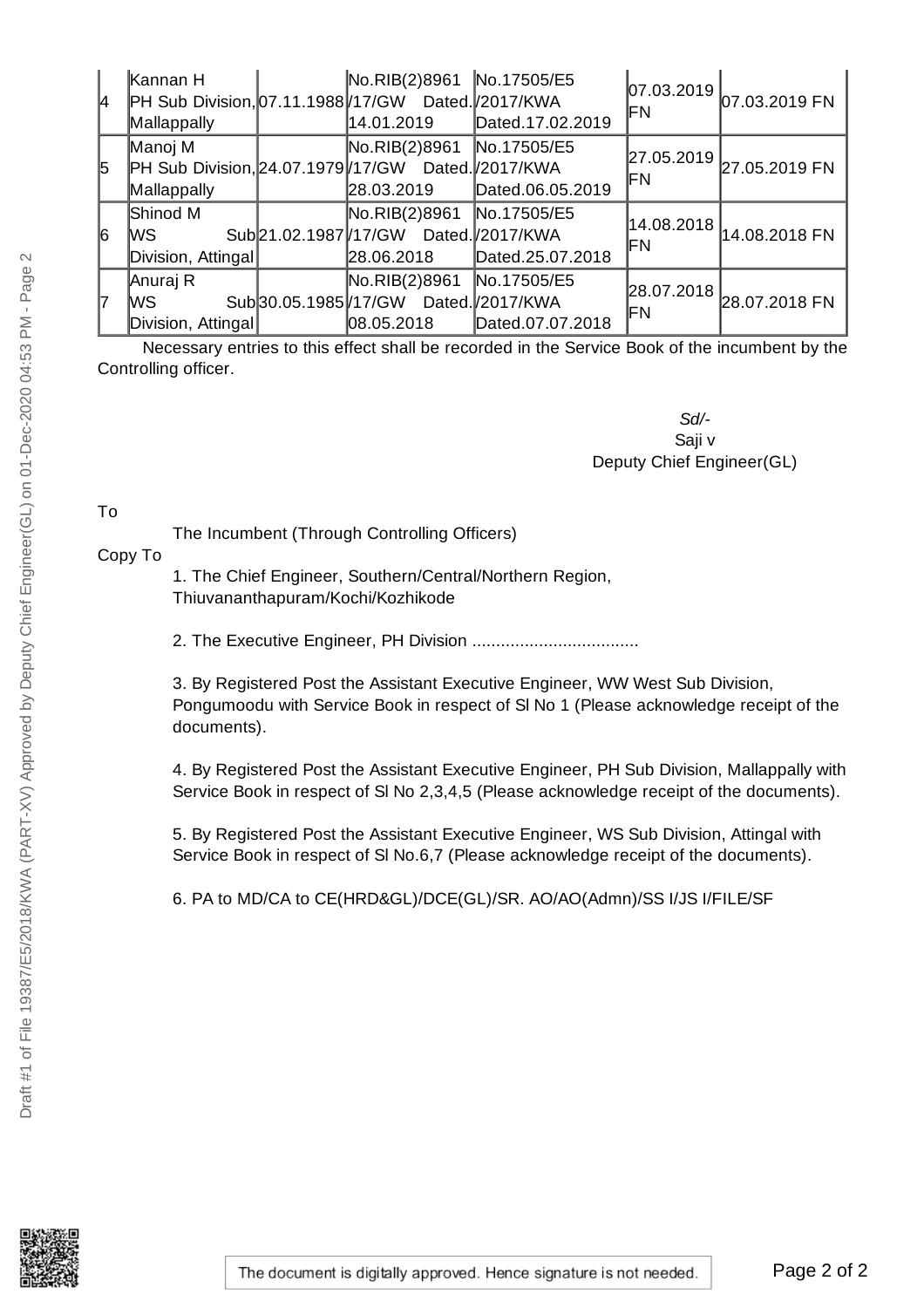| | | | | | | |
|---|---|---|---|---|---|---|
| 4 | Kannan H PH Sub Division, Mallappally | 07.11.1988 | No.RIB(2)8961 /17/GW Dated. 14.01.2019 | No.17505/E5 /2017/KWA Dated.17.02.2019 | 07.03.2019 FN | 07.03.2019 FN |
| 5 | Manoj M PH Sub Division, Mallappally | 24.07.1979 | No.RIB(2)8961 /17/GW Dated. 28.03.2019 | No.17505/E5 /2017/KWA Dated.06.05.2019 | 27.05.2019 FN | 27.05.2019 FN |
| 6 | Shinod M WS Sub Division, Attingal | 21.02.1987 | No.RIB(2)8961 /17/GW Dated. 28.06.2018 | No.17505/E5 /2017/KWA Dated.25.07.2018 | 14.08.2018 FN | 14.08.2018 FN |
| 7 | Anuraj R WS Sub Division, Attingal | 30.05.1985 | No.RIB(2)8961 /17/GW Dated. 08.05.2018 | No.17505/E5 /2017/KWA Dated.07.07.2018 | 28.07.2018 FN | 28.07.2018 FN |

Necessary entries to this effect shall be recorded in the Service Book of the incumbent by the Controlling officer.

*Sd/-*
Saji v
Deputy Chief Engineer(GL)

To

The Incumbent (Through Controlling Officers)

Copy To

1. The Chief Engineer, Southern/Central/Northern Region, Thiuvananthapuram/Kochi/Kozhikode

2. The Executive Engineer, PH Division ...................................

3. By Registered Post the Assistant Executive Engineer, WW West Sub Division, Pongumoodu with Service Book in respect of Sl No 1 (Please acknowledge receipt of the documents).

4. By Registered Post the Assistant Executive Engineer, PH Sub Division, Mallappally with Service Book in respect of Sl No 2,3,4,5 (Please acknowledge receipt of the documents).

5. By Registered Post the Assistant Executive Engineer, WS Sub Division, Attingal with Service Book in respect of Sl No.6,7 (Please acknowledge receipt of the documents).

6. PA to MD/CA to CE(HRD&GL)/DCE(GL)/SR. AO/AO(Admn)/SS I/JS I/FILE/SF

The document is digitally approved. Hence signature is not needed.